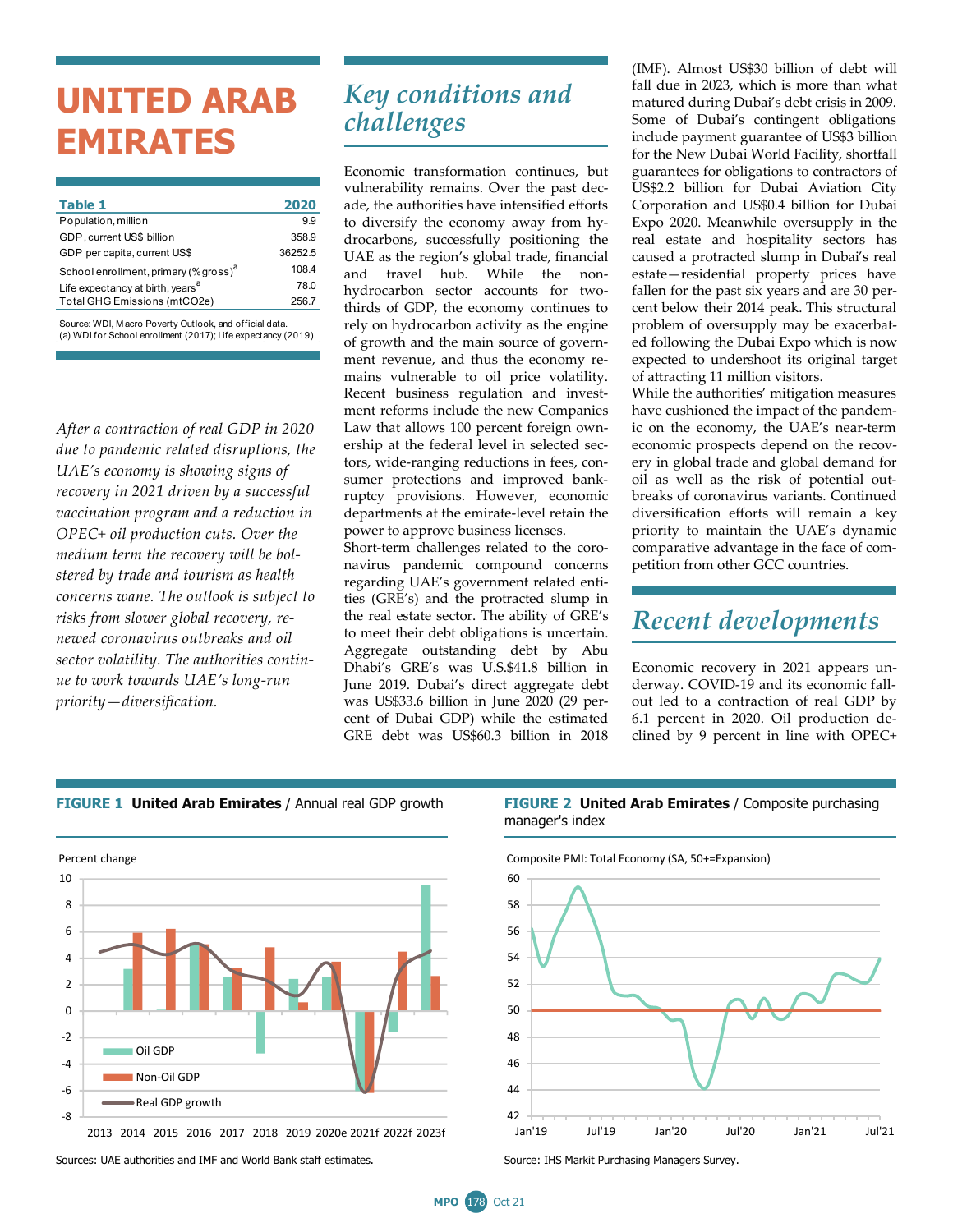# UNITED ARAB EMIRATES

| Table 1 | 2020 |
|---|---|
| Population, million | 9.9 |
| GDP, current US$ billion | 358.9 |
| GDP per capita, current US$ | 36252.5 |
| School enrollment, primary (% gross)[a] | 108.4 |
| Life expectancy at birth, years[a] | 78.0 |
| Total GHG Emissions (mtCO2e) | 256.7 |

Source: WDI, Macro Poverty Outlook, and official data.
(a) WDI for School enrollment (2017); Life expectancy (2019).

*After a contraction of real GDP in 2020 due to pandemic related disruptions, the UAE's economy is showing signs of recovery in 2021 driven by a successful vaccination program and a reduction in OPEC+ oil production cuts. Over the medium term the recovery will be bolstered by trade and tourism as health concerns wane. The outlook is subject to risks from slower global recovery, renewed coronavirus outbreaks and oil sector volatility. The authorities continue to work towards UAE's long-run priority—diversification.*

## Key conditions and challenges

Economic transformation continues, but vulnerability remains. Over the past decade, the authorities have intensified efforts to diversify the economy away from hydrocarbons, successfully positioning the UAE as the region's global trade, financial and travel hub. While the non-hydrocarbon sector accounts for two-thirds of GDP, the economy continues to rely on hydrocarbon activity as the engine of growth and the main source of government revenue, and thus the economy remains vulnerable to oil price volatility. Recent business regulation and investment reforms include the new Companies Law that allows 100 percent foreign ownership at the federal level in selected sectors, wide-ranging reductions in fees, consumer protections and improved bankruptcy provisions. However, economic departments at the emirate-level retain the power to approve business licenses.

Short-term challenges related to the coronavirus pandemic compound concerns regarding UAE's government related entities (GRE's) and the protracted slump in the real estate sector. The ability of GRE's to meet their debt obligations is uncertain. Aggregate outstanding debt by Abu Dhabi's GRE's was U.S.$41.8 billion in June 2019. Dubai's direct aggregate debt was US$33.6 billion in June 2020 (29 percent of Dubai GDP) while the estimated GRE debt was US$60.3 billion in 2018 (IMF). Almost US$30 billion of debt will fall due in 2023, which is more than what matured during Dubai's debt crisis in 2009. Some of Dubai's contingent obligations include payment guarantee of US$3 billion for the New Dubai World Facility, shortfall guarantees for obligations to contractors of US$2.2 billion for Dubai Aviation City Corporation and US$0.4 billion for Dubai Expo 2020. Meanwhile oversupply in the real estate and hospitality sectors has caused a protracted slump in Dubai's real estate—residential property prices have fallen for the past six years and are 30 percent below their 2014 peak. This structural problem of oversupply may be exacerbated following the Dubai Expo which is now expected to undershoot its original target of attracting 11 million visitors.

While the authorities' mitigation measures have cushioned the impact of the pandemic on the economy, the UAE's near-term economic prospects depend on the recovery in global trade and global demand for oil as well as the risk of potential outbreaks of coronavirus variants. Continued diversification efforts will remain a key priority to maintain the UAE's dynamic comparative advantage in the face of competition from other GCC countries.

## Recent developments

Economic recovery in 2021 appears underway. COVID-19 and its economic fallout led to a contraction of real GDP by 6.1 percent in 2020. Oil production declined by 9 percent in line with OPEC+

**FIGURE 1 United Arab Emirates** / Annual real GDP growth

Sources: UAE authorities and IMF and World Bank staff estimates.

**FIGURE 2 United Arab Emirates** / Composite purchasing manager's index

Source: IHS Markit Purchasing Managers Survey.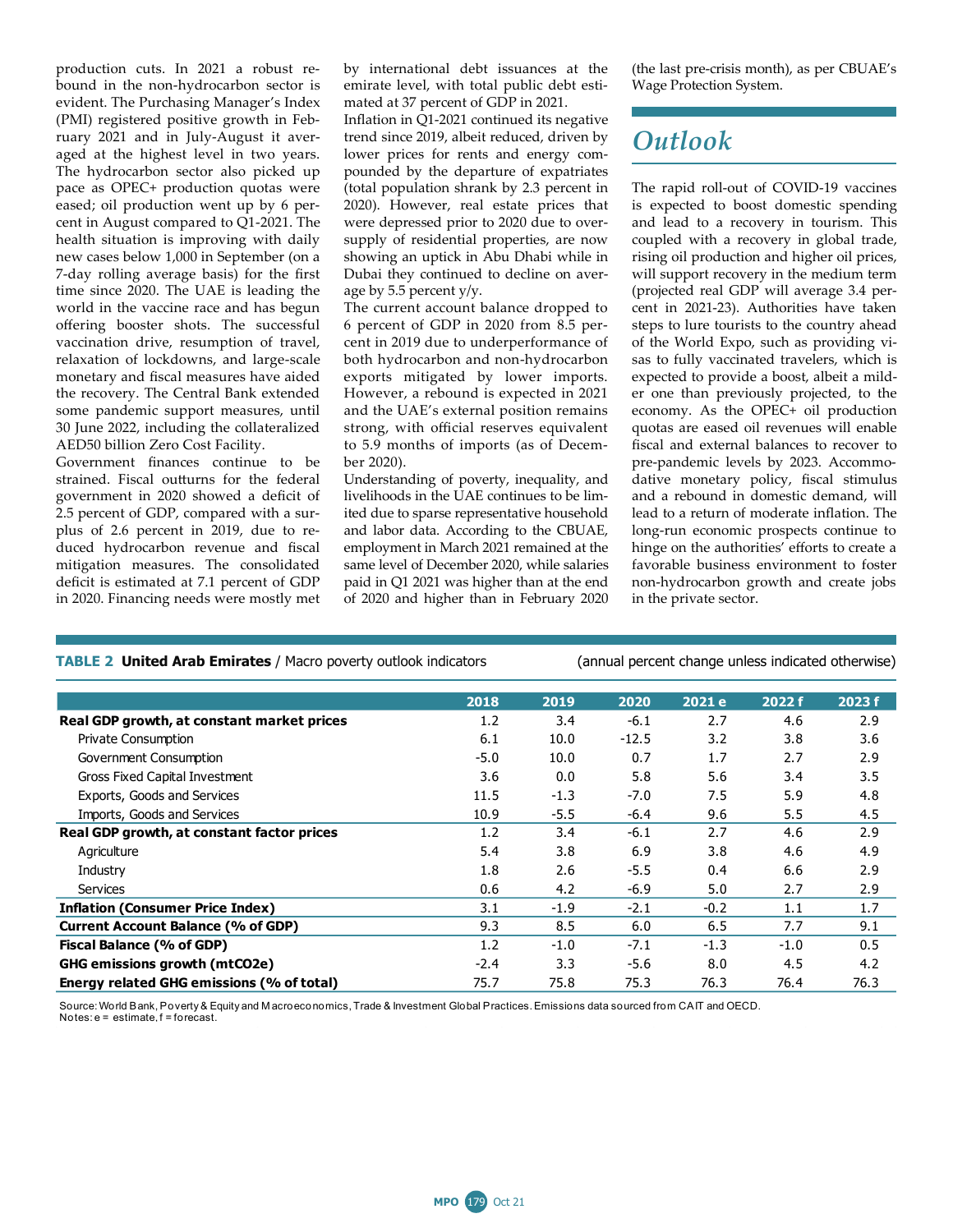production cuts. In 2021 a robust rebound in the non-hydrocarbon sector is evident. The Purchasing Manager's Index (PMI) registered positive growth in February 2021 and in July-August it averaged at the highest level in two years. The hydrocarbon sector also picked up pace as OPEC+ production quotas were eased; oil production went up by 6 percent in August compared to Q1-2021. The health situation is improving with daily new cases below 1,000 in September (on a 7-day rolling average basis) for the first time since 2020. The UAE is leading the world in the vaccine race and has begun offering booster shots. The successful vaccination drive, resumption of travel, relaxation of lockdowns, and large-scale monetary and fiscal measures have aided the recovery. The Central Bank extended some pandemic support measures, until 30 June 2022, including the collateralized AED50 billion Zero Cost Facility.

Government finances continue to be strained. Fiscal outturns for the federal government in 2020 showed a deficit of 2.5 percent of GDP, compared with a surplus of 2.6 percent in 2019, due to reduced hydrocarbon revenue and fiscal mitigation measures. The consolidated deficit is estimated at 7.1 percent of GDP in 2020. Financing needs were mostly met by international debt issuances at the emirate level, with total public debt estimated at 37 percent of GDP in 2021.

Inflation in Q1-2021 continued its negative trend since 2019, albeit reduced, driven by lower prices for rents and energy compounded by the departure of expatriates (total population shrank by 2.3 percent in 2020). However, real estate prices that were depressed prior to 2020 due to oversupply of residential properties, are now showing an uptick in Abu Dhabi while in Dubai they continued to decline on average by 5.5 percent y/y.

The current account balance dropped to 6 percent of GDP in 2020 from 8.5 percent in 2019 due to underperformance of both hydrocarbon and non-hydrocarbon exports mitigated by lower imports. However, a rebound is expected in 2021 and the UAE's external position remains strong, with official reserves equivalent to 5.9 months of imports (as of December 2020).

Understanding of poverty, inequality, and livelihoods in the UAE continues to be limited due to sparse representative household and labor data. According to the CBUAE, employment in March 2021 remained at the same level of December 2020, while salaries paid in Q1 2021 was higher than at the end of 2020 and higher than in February 2020 (the last pre-crisis month), as per CBUAE's Wage Protection System.

## *Outlook*

The rapid roll-out of COVID-19 vaccines is expected to boost domestic spending and lead to a recovery in tourism. This coupled with a recovery in global trade, rising oil production and higher oil prices, will support recovery in the medium term (projected real GDP will average 3.4 percent in 2021-23). Authorities have taken steps to lure tourists to the country ahead of the World Expo, such as providing visas to fully vaccinated travelers, which is expected to provide a boost, albeit a milder one than previously projected, to the economy. As the OPEC+ oil production quotas are eased oil revenues will enable fiscal and external balances to recover to pre-pandemic levels by 2023. Accommodative monetary policy, fiscal stimulus and a rebound in domestic demand, will lead to a return of moderate inflation. The long-run economic prospects continue to hinge on the authorities' efforts to create a favorable business environment to foster non-hydrocarbon growth and create jobs in the private sector.

**TABLE 2 United Arab Emirates** / Macro poverty outlook indicators (annual percent change unless indicated otherwise)

| | 2018 | 2019 | 2020 | 2021 e | 2022 f | 2023 f |
|---|---|---|---|---|---|---|
| **Real GDP growth, at constant market prices** | 1.2 | 3.4 | -6.1 | 2.7 | 4.6 | 2.9 |
| Private Consumption | 6.1 | 10.0 | -12.5 | 3.2 | 3.8 | 3.6 |
| Government Consumption | -5.0 | 10.0 | 0.7 | 1.7 | 2.7 | 2.9 |
| Gross Fixed Capital Investment | 3.6 | 0.0 | 5.8 | 5.6 | 3.4 | 3.5 |
| Exports, Goods and Services | 11.5 | -1.3 | -7.0 | 7.5 | 5.9 | 4.8 |
| Imports, Goods and Services | 10.9 | -5.5 | -6.4 | 9.6 | 5.5 | 4.5 |
| **Real GDP growth, at constant factor prices** | 1.2 | 3.4 | -6.1 | 2.7 | 4.6 | 2.9 |
| Agriculture | 5.4 | 3.8 | 6.9 | 3.8 | 4.6 | 4.9 |
| Industry | 1.8 | 2.6 | -5.5 | 0.4 | 6.6 | 2.9 |
| Services | 0.6 | 4.2 | -6.9 | 5.0 | 2.7 | 2.9 |
| **Inflation (Consumer Price Index)** | 3.1 | -1.9 | -2.1 | -0.2 | 1.1 | 1.7 |
| **Current Account Balance (% of GDP)** | 9.3 | 8.5 | 6.0 | 6.5 | 7.7 | 9.1 |
| **Fiscal Balance (% of GDP)** | 1.2 | -1.0 | -7.1 | -1.3 | -1.0 | 0.5 |
| **GHG emissions growth (mtCO2e)** | -2.4 | 3.3 | -5.6 | 8.0 | 4.5 | 4.2 |
| **Energy related GHG emissions (% of total)** | 75.7 | 75.8 | 75.3 | 76.3 | 76.4 | 76.3 |

Source: World Bank, Poverty & Equity and Macroeconomics, Trade & Investment Global Practices. Emissions data sourced from CAIT and OECD.
Notes: e = estimate, f = forecast.